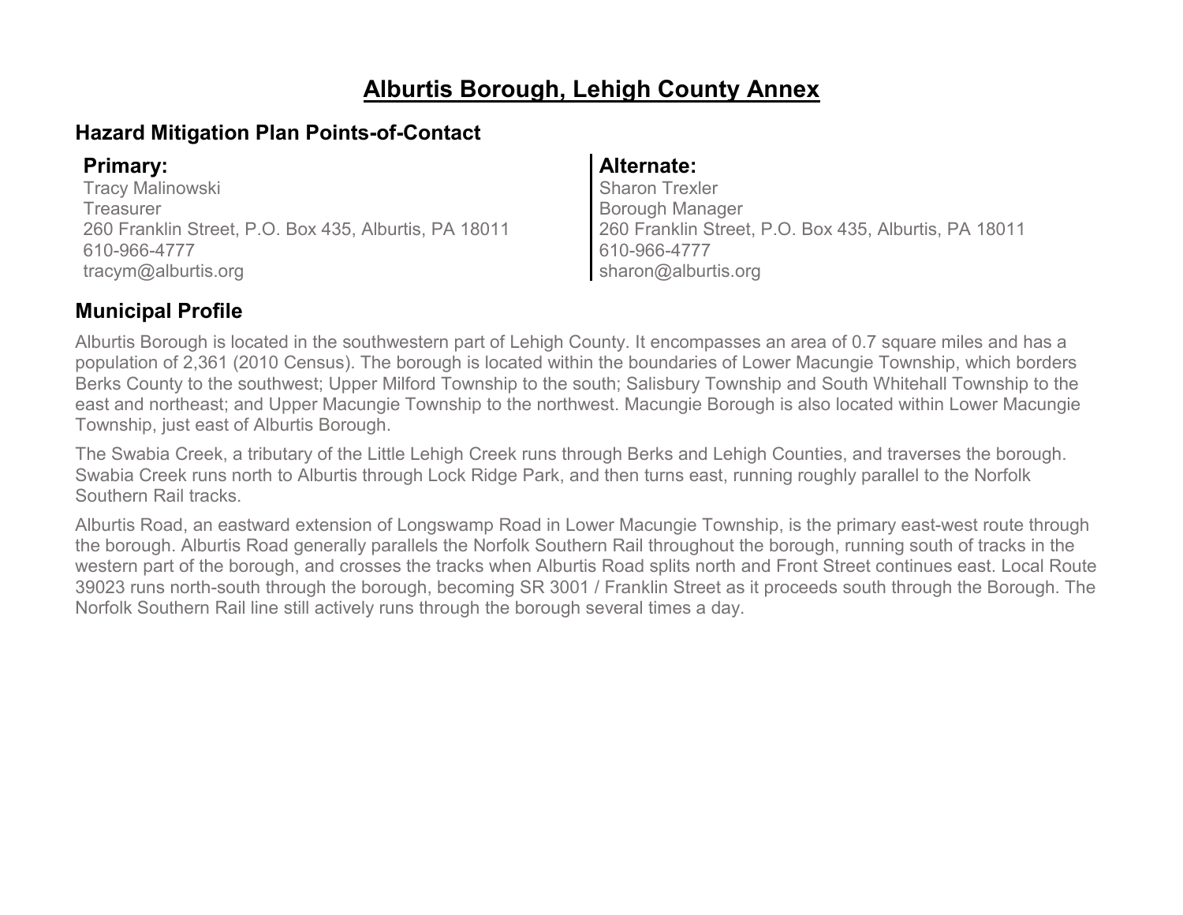# Alburtis Borough, Lehigh County Annex

## Hazard Mitigation Plan Points-of-Contact

### Primary:

Tracy Malinowski
Treasurer
260 Franklin Street, P.O. Box 435, Alburtis, PA 18011
610-966-4777
tracym@alburtis.org

### Alternate:

Sharon Trexler
Borough Manager
260 Franklin Street, P.O. Box 435, Alburtis, PA 18011
610-966-4777
sharon@alburtis.org

## Municipal Profile

Alburtis Borough is located in the southwestern part of Lehigh County. It encompasses an area of 0.7 square miles and has a population of 2,361 (2010 Census). The borough is located within the boundaries of Lower Macungie Township, which borders Berks County to the southwest; Upper Milford Township to the south; Salisbury Township and South Whitehall Township to the east and northeast; and Upper Macungie Township to the northwest. Macungie Borough is also located within Lower Macungie Township, just east of Alburtis Borough.

The Swabia Creek, a tributary of the Little Lehigh Creek runs through Berks and Lehigh Counties, and traverses the borough. Swabia Creek runs north to Alburtis through Lock Ridge Park, and then turns east, running roughly parallel to the Norfolk Southern Rail tracks.

Alburtis Road, an eastward extension of Longswamp Road in Lower Macungie Township, is the primary east-west route through the borough. Alburtis Road generally parallels the Norfolk Southern Rail throughout the borough, running south of tracks in the western part of the borough, and crosses the tracks when Alburtis Road splits north and Front Street continues east. Local Route 39023 runs north-south through the borough, becoming SR 3001 / Franklin Street as it proceeds south through the Borough. The Norfolk Southern Rail line still actively runs through the borough several times a day.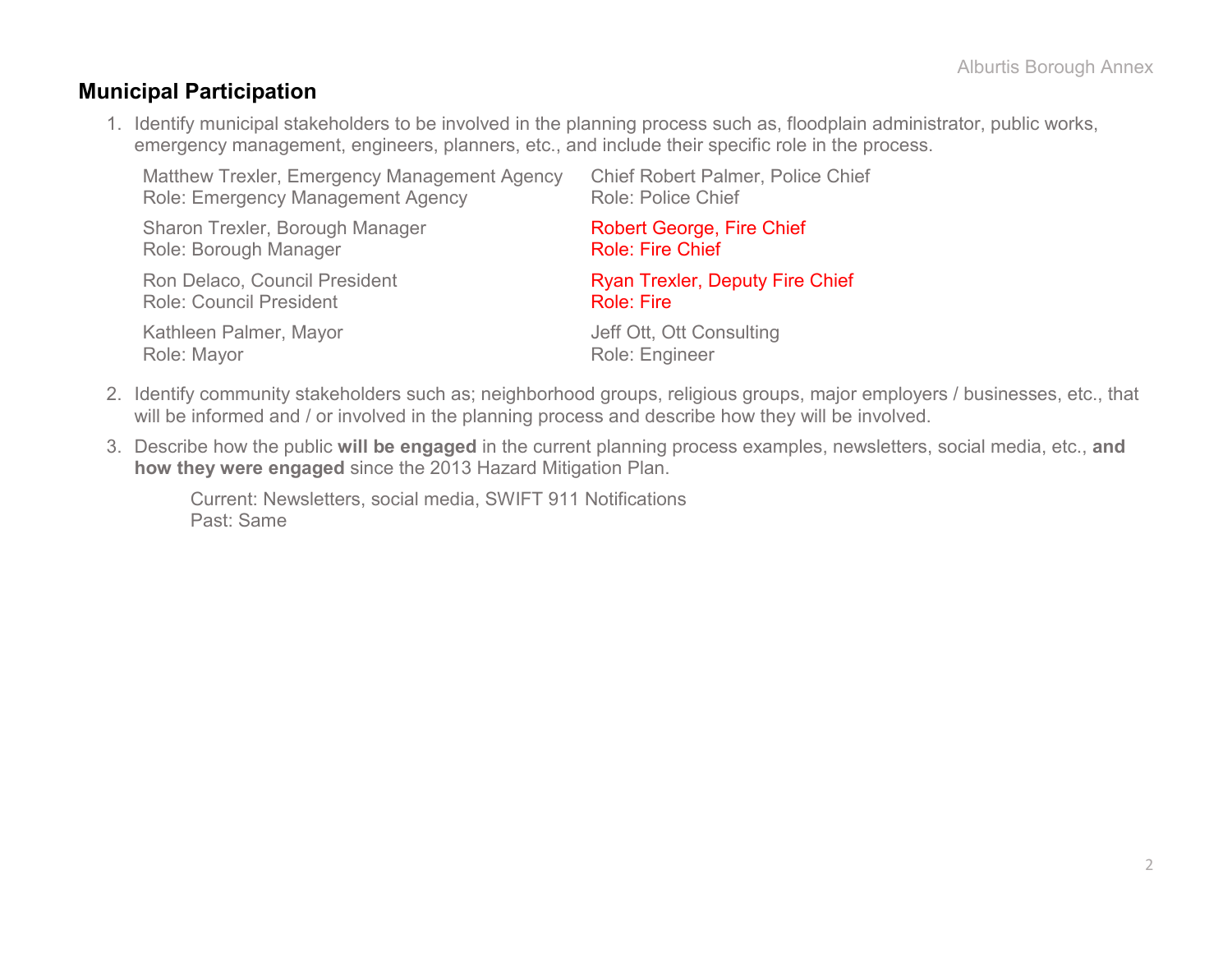## Municipal Participation

1. Identify municipal stakeholders to be involved in the planning process such as, floodplain administrator, public works, emergency management, engineers, planners, etc., and include their specific role in the process.

   Matthew Trexler, Emergency Management Agency
   Role: Emergency Management Agency

   Sharon Trexler, Borough Manager
   Role: Borough Manager

   Ron Delaco, Council President
   Role: Council President

   Kathleen Palmer, Mayor
   Role: Mayor

   Chief Robert Palmer, Police Chief
   Role: Police Chief

   Robert George, Fire Chief
   Role: Fire Chief

   Ryan Trexler, Deputy Fire Chief
   Role: Fire

   Jeff Ott, Ott Consulting
   Role: Engineer

2. Identify community stakeholders such as; neighborhood groups, religious groups, major employers / businesses, etc., that will be informed and / or involved in the planning process and describe how they will be involved.

3. Describe how the public **will be engaged** in the current planning process examples, newsletters, social media, etc., **and how they were engaged** since the 2013 Hazard Mitigation Plan.

   Current: Newsletters, social media, SWIFT 911 Notifications
   Past: Same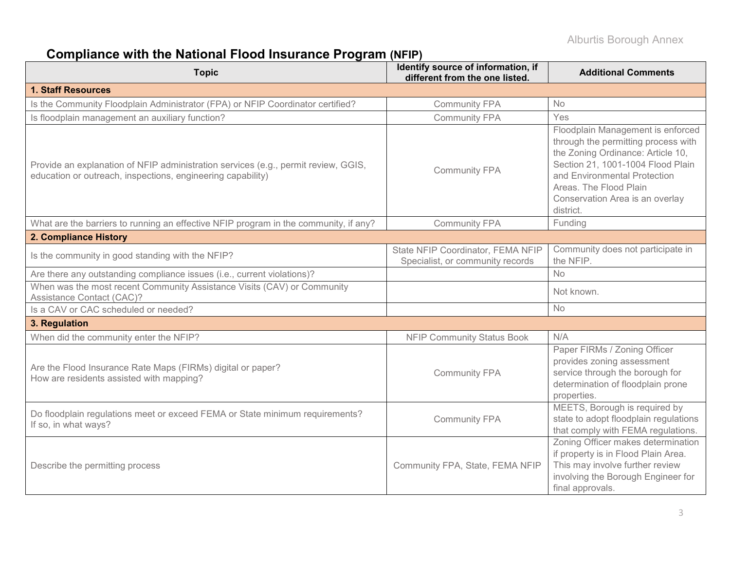## Compliance with the National Flood Insurance Program (NFIP)

| Topic | Identify source of information, if different from the one listed. | Additional Comments |
|---|---|---|
| **1. Staff Resources** | | |
| Is the Community Floodplain Administrator (FPA) or NFIP Coordinator certified? | Community FPA | No |
| Is floodplain management an auxiliary function? | Community FPA | Yes |
| Provide an explanation of NFIP administration services (e.g., permit review, GGIS, education or outreach, inspections, engineering capability) | Community FPA | Floodplain Management is enforced through the permitting process with the Zoning Ordinance: Article 10, Section 21, 1001-1004 Flood Plain and Environmental Protection Areas. The Flood Plain Conservation Area is an overlay district. |
| What are the barriers to running an effective NFIP program in the community, if any? | Community FPA | Funding |
| **2. Compliance History** | | |
| Is the community in good standing with the NFIP? | State NFIP Coordinator, FEMA NFIP Specialist, or community records | Community does not participate in the NFIP. |
| Are there any outstanding compliance issues (i.e., current violations)? | | No |
| When was the most recent Community Assistance Visits (CAV) or Community Assistance Contact (CAC)? | | Not known. |
| Is a CAV or CAC scheduled or needed? | | No |
| **3. Regulation** | | |
| When did the community enter the NFIP? | NFIP Community Status Book | N/A |
| Are the Flood Insurance Rate Maps (FIRMs) digital or paper? How are residents assisted with mapping? | Community FPA | Paper FIRMs / Zoning Officer provides zoning assessment service through the borough for determination of floodplain prone properties. |
| Do floodplain regulations meet or exceed FEMA or State minimum requirements? If so, in what ways? | Community FPA | MEETS, Borough is required by state to adopt floodplain regulations that comply with FEMA regulations. |
| Describe the permitting process | Community FPA, State, FEMA NFIP | Zoning Officer makes determination if property is in Flood Plain Area. This may involve further review involving the Borough Engineer for final approvals. |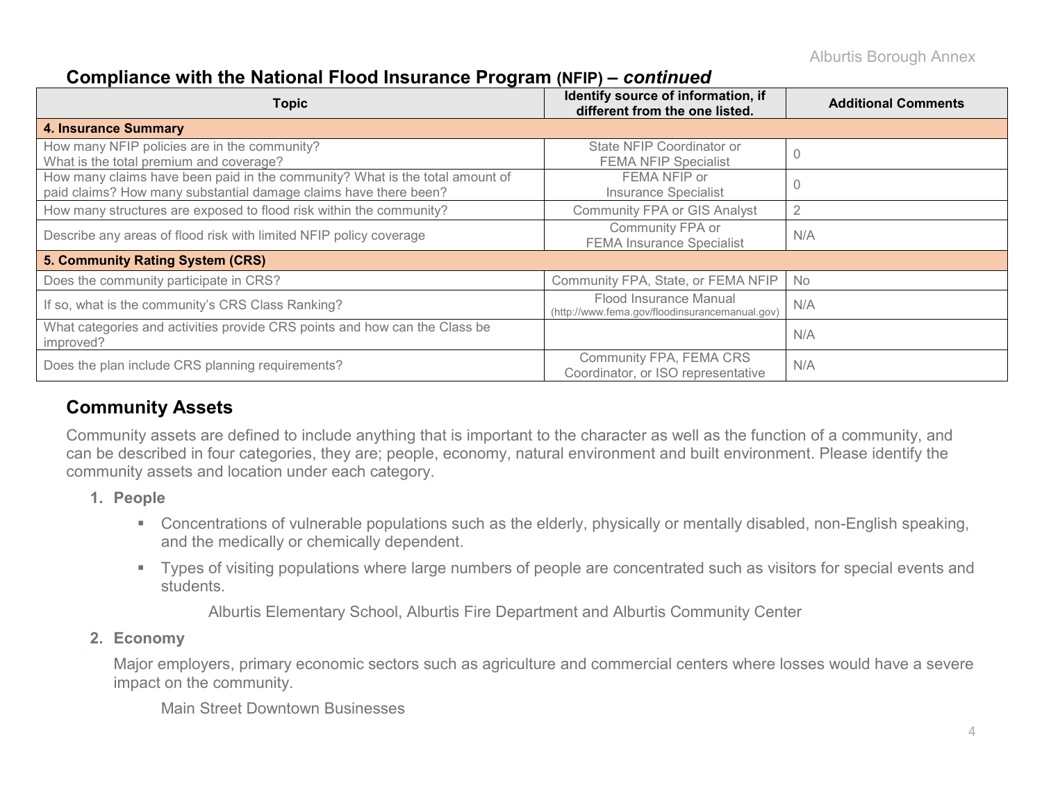## Compliance with the National Flood Insurance Program (NFIP) – *continued*

| Topic | Identify source of information, if different from the one listed. | Additional Comments |
|---|---|---|
| **4. Insurance Summary** | | |
| How many NFIP policies are in the community? What is the total premium and coverage? | State NFIP Coordinator or FEMA NFIP Specialist | 0 |
| How many claims have been paid in the community? What is the total amount of paid claims? How many substantial damage claims have there been? | FEMA NFIP or Insurance Specialist | 0 |
| How many structures are exposed to flood risk within the community? | Community FPA or GIS Analyst | 2 |
| Describe any areas of flood risk with limited NFIP policy coverage | Community FPA or FEMA Insurance Specialist | N/A |
| **5. Community Rating System (CRS)** | | |
| Does the community participate in CRS? | Community FPA, State, or FEMA NFIP | No |
| If so, what is the community's CRS Class Ranking? | Flood Insurance Manual (http://www.fema.gov/floodinsurancemanual.gov) | N/A |
| What categories and activities provide CRS points and how can the Class be improved? | | N/A |
| Does the plan include CRS planning requirements? | Community FPA, FEMA CRS Coordinator, or ISO representative | N/A |

## Community Assets

Community assets are defined to include anything that is important to the character as well as the function of a community, and can be described in four categories, they are; people, economy, natural environment and built environment. Please identify the community assets and location under each category.

1. **People**
   - Concentrations of vulnerable populations such as the elderly, physically or mentally disabled, non-English speaking, and the medically or chemically dependent.
   - Types of visiting populations where large numbers of people are concentrated such as visitors for special events and students.

   Alburtis Elementary School, Alburtis Fire Department and Alburtis Community Center

2. **Economy**

   Major employers, primary economic sectors such as agriculture and commercial centers where losses would have a severe impact on the community.

   Main Street Downtown Businesses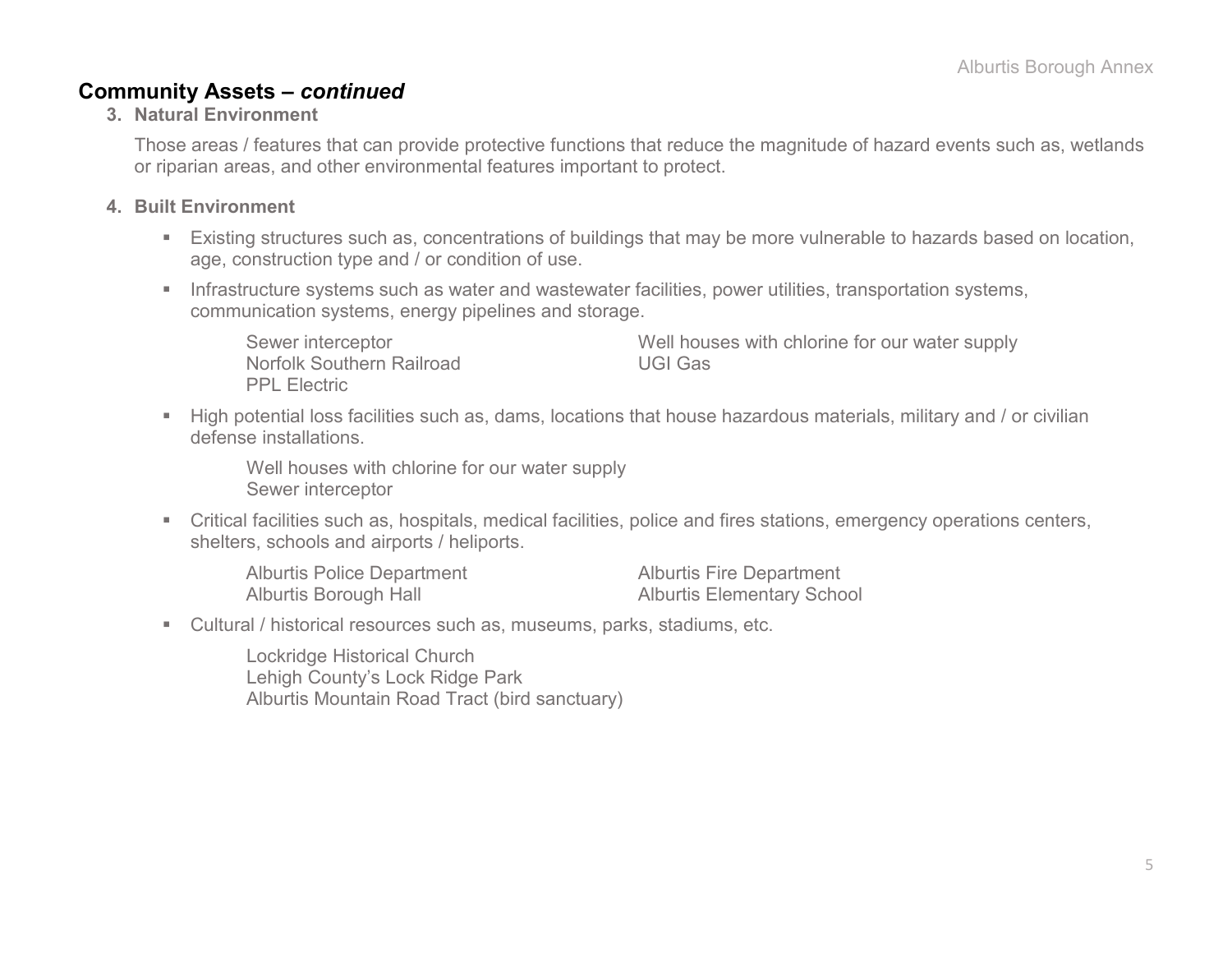## Community Assets – *continued*

**3. Natural Environment**

Those areas / features that can provide protective functions that reduce the magnitude of hazard events such as, wetlands or riparian areas, and other environmental features important to protect.

**4. Built Environment**

- Existing structures such as, concentrations of buildings that may be more vulnerable to hazards based on location, age, construction type and / or condition of use.
- Infrastructure systems such as water and wastewater facilities, power utilities, transportation systems, communication systems, energy pipelines and storage.

  Sewer interceptor
  Norfolk Southern Railroad
  PPL Electric
  Well houses with chlorine for our water supply
  UGI Gas

- High potential loss facilities such as, dams, locations that house hazardous materials, military and / or civilian defense installations.

  Well houses with chlorine for our water supply
  Sewer interceptor

- Critical facilities such as, hospitals, medical facilities, police and fires stations, emergency operations centers, shelters, schools and airports / heliports.

  Alburtis Police Department
  Alburtis Borough Hall
  Alburtis Fire Department
  Alburtis Elementary School

- Cultural / historical resources such as, museums, parks, stadiums, etc.

  Lockridge Historical Church
  Lehigh County's Lock Ridge Park
  Alburtis Mountain Road Tract (bird sanctuary)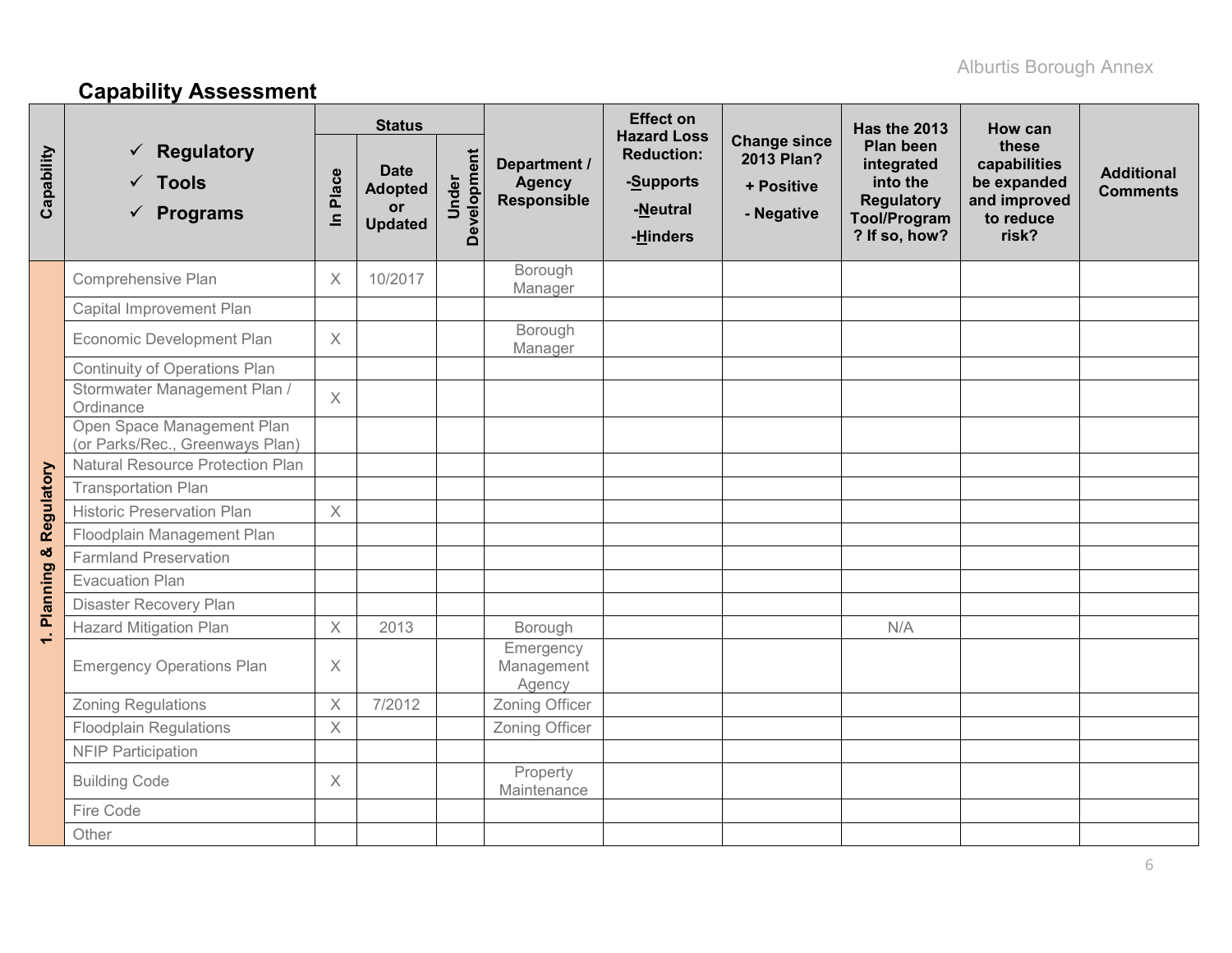## Capability Assessment

| Capability | ✓ Regulatory ✓ Tools ✓ Programs | Status | | | Department / Agency Responsible | Effect on Hazard Loss Reduction: -Supports -Neutral -Hinders | Change since 2013 Plan? + Positive - Negative | Has the 2013 Plan been integrated into the Regulatory Tool/Program? If so, how? | How can these capabilities be expanded and improved to reduce risk? | Additional Comments |
|---|---|---|---|---|---|---|---|---|---|---|
| | | In Place | Date Adopted or Updated | Under Development | | | | | | |
| 1. Planning & Regulatory | Comprehensive Plan | X | 10/2017 | | Borough Manager | | | | | |
| | Capital Improvement Plan | | | | | | | | | |
| | Economic Development Plan | X | | | Borough Manager | | | | | |
| | Continuity of Operations Plan | | | | | | | | | |
| | Stormwater Management Plan / Ordinance | X | | | | | | | | |
| | Open Space Management Plan (or Parks/Rec., Greenways Plan) | | | | | | | | | |
| | Natural Resource Protection Plan | | | | | | | | | |
| | Transportation Plan | | | | | | | | | |
| | Historic Preservation Plan | X | | | | | | | | |
| | Floodplain Management Plan | | | | | | | | | |
| | Farmland Preservation | | | | | | | | | |
| | Evacuation Plan | | | | | | | | | |
| | Disaster Recovery Plan | | | | | | | | | |
| | Hazard Mitigation Plan | X | 2013 | | Borough | | | N/A | | |
| | Emergency Operations Plan | X | | | Emergency Management Agency | | | | | |
| | Zoning Regulations | X | 7/2012 | | Zoning Officer | | | | | |
| | Floodplain Regulations | X | | | Zoning Officer | | | | | |
| | NFIP Participation | | | | | | | | | |
| | Building Code | X | | | Property Maintenance | | | | | |
| | Fire Code | | | | | | | | | |
| | Other | | | | | | | | | |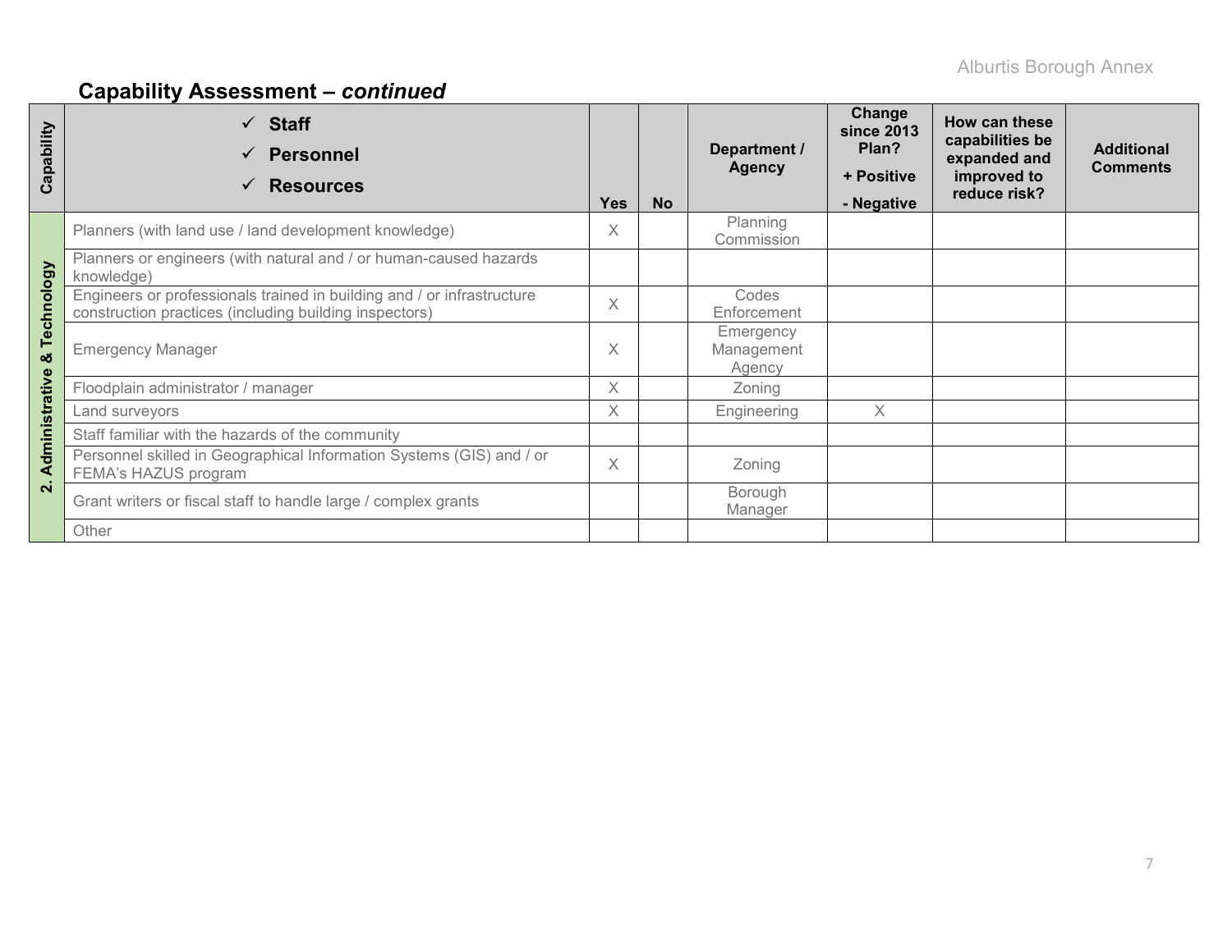## Capability Assessment – *continued*

| Capability | ✓ Staff<br>✓ Personnel<br>✓ Resources | Yes | No | Department / Agency | Change since 2013 Plan?<br>+ Positive<br>- Negative | How can these capabilities be expanded and improved to reduce risk? | Additional Comments |
|---|---|---|---|---|---|---|---|
| 2. Administrative & Technology | Planners (with land use / land development knowledge) | X | | Planning Commission | | | |
| | Planners or engineers (with natural and / or human-caused hazards knowledge) | | | | | | |
| | Engineers or professionals trained in building and / or infrastructure construction practices (including building inspectors) | X | | Codes Enforcement | | | |
| | Emergency Manager | X | | Emergency Management Agency | | | |
| | Floodplain administrator / manager | X | | Zoning | | | |
| | Land surveyors | X | | Engineering | X | | |
| | Staff familiar with the hazards of the community | | | | | | |
| | Personnel skilled in Geographical Information Systems (GIS) and / or FEMA's HAZUS program | X | | Zoning | | | |
| | Grant writers or fiscal staff to handle large / complex grants | | | Borough Manager | | | |
| | Other | | | | | | |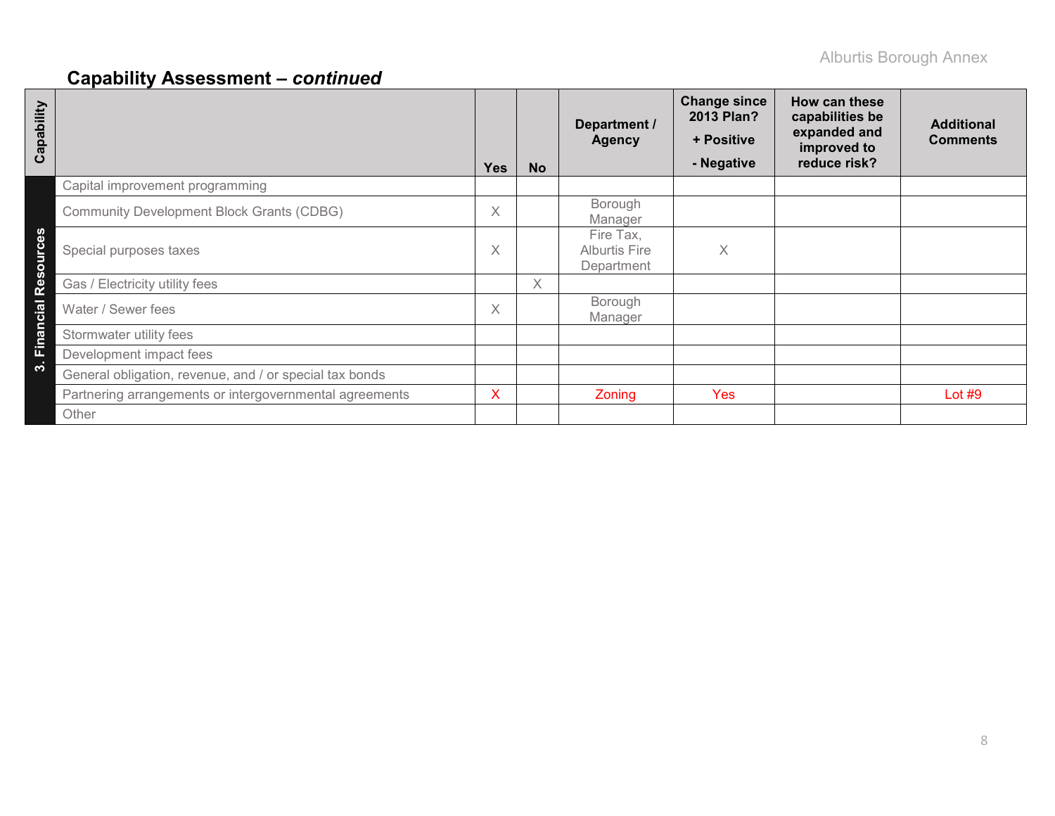## Capability Assessment – *continued*

| Capability | | Yes | No | Department / Agency | Change since 2013 Plan? + Positive - Negative | How can these capabilities be expanded and improved to reduce risk? | Additional Comments |
|---|---|---|---|---|---|---|---|
| 3. Financial Resources | Capital improvement programming | | | | | | |
| | Community Development Block Grants (CDBG) | X | | Borough Manager | | | |
| | Special purposes taxes | X | | Fire Tax, Alburtis Fire Department | X | | |
| | Gas / Electricity utility fees | | X | | | | |
| | Water / Sewer fees | X | | Borough Manager | | | |
| | Stormwater utility fees | | | | | | |
| | Development impact fees | | | | | | |
| | General obligation, revenue, and / or special tax bonds | | | | | | |
| | Partnering arrangements or intergovernmental agreements | X | | Zoning | Yes | | Lot #9 |
| | Other | | | | | | |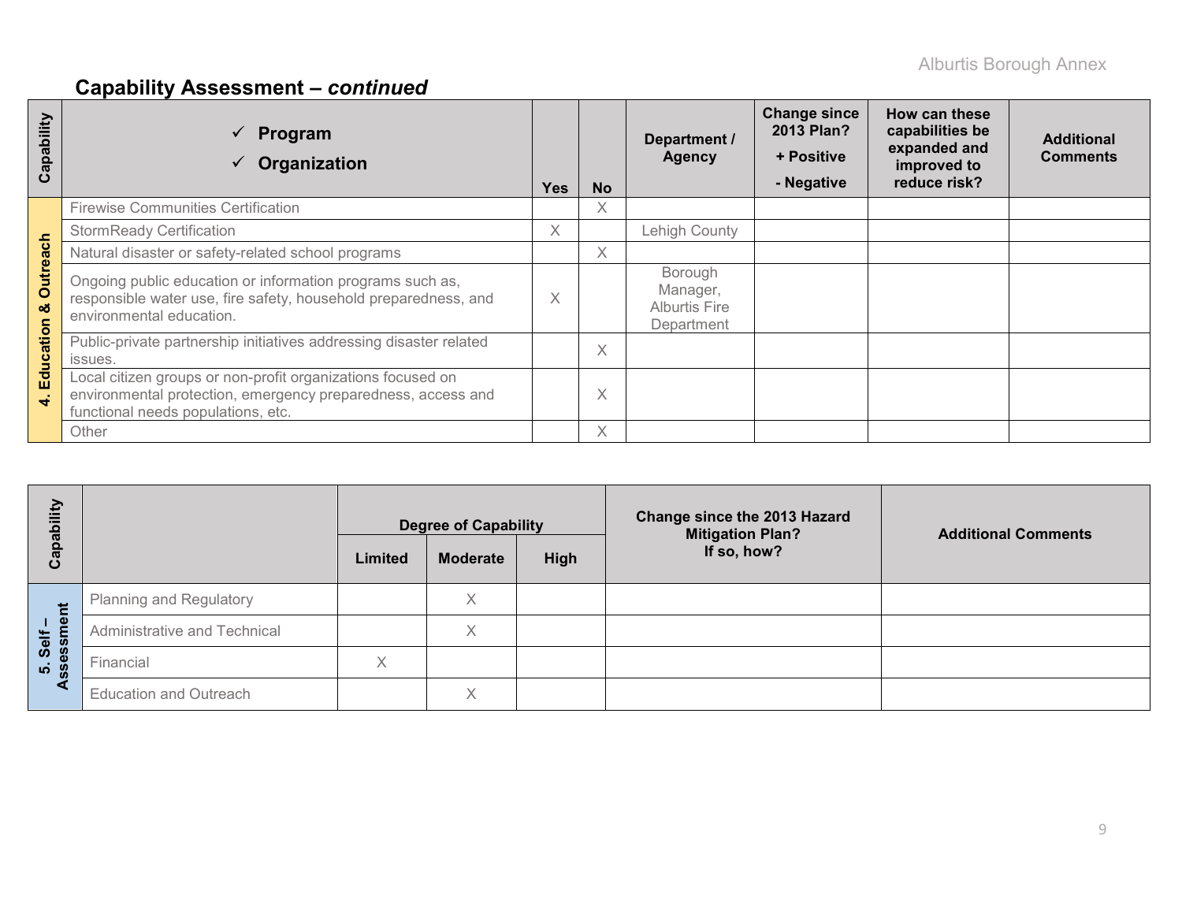## Capability Assessment – *continued*

| Capability | ✓ Program<br>✓ Organization | Yes | No | Department / Agency | Change since 2013 Plan?<br>+ Positive<br>- Negative | How can these capabilities be expanded and improved to reduce risk? | Additional Comments |
|---|---|---|---|---|---|---|---|
| 4. Education & Outreach | Firewise Communities Certification | | X | | | | |
| | StormReady Certification | X | | Lehigh County | | | |
| | Natural disaster or safety-related school programs | | X | | | | |
| | Ongoing public education or information programs such as, responsible water use, fire safety, household preparedness, and environmental education. | X | | Borough Manager, Alburtis Fire Department | | | |
| | Public-private partnership initiatives addressing disaster related issues. | | X | | | | |
| | Local citizen groups or non-profit organizations focused on environmental protection, emergency preparedness, access and functional needs populations, etc. | | X | | | | |
| | Other | | X | | | | |

| Capability | | Degree of Capability | | | Change since the 2013 Hazard Mitigation Plan? If so, how? | Additional Comments |
|---|---|---|---|---|---|---|
| | | Limited | Moderate | High | | |
| 5. Self – Assessment | Planning and Regulatory | | X | | | |
| | Administrative and Technical | | X | | | |
| | Financial | X | | | | |
| | Education and Outreach | | X | | | |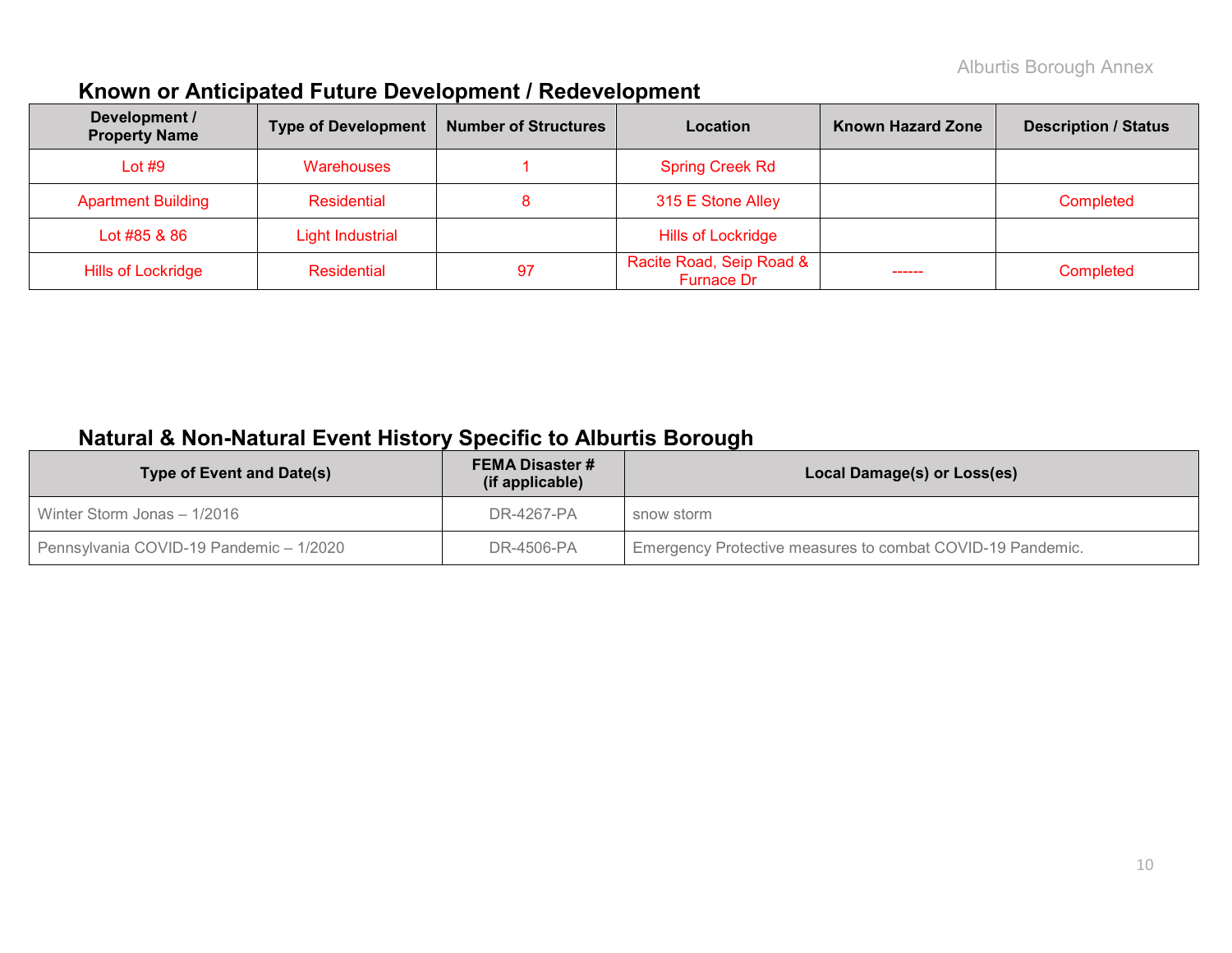## Known or Anticipated Future Development / Redevelopment

| Development / Property Name | Type of Development | Number of Structures | Location | Known Hazard Zone | Description / Status |
|---|---|---|---|---|---|
| Lot #9 | Warehouses | 1 | Spring Creek Rd | | |
| Apartment Building | Residential | 8 | 315 E Stone Alley | | Completed |
| Lot #85 & 86 | Light Industrial | | Hills of Lockridge | | |
| Hills of Lockridge | Residential | 97 | Racite Road, Seip Road & Furnace Dr | ------ | Completed |

## Natural & Non-Natural Event History Specific to Alburtis Borough

| Type of Event and Date(s) | FEMA Disaster # (if applicable) | Local Damage(s) or Loss(es) |
|---|---|---|
| Winter Storm Jonas – 1/2016 | DR-4267-PA | snow storm |
| Pennsylvania COVID-19 Pandemic – 1/2020 | DR-4506-PA | Emergency Protective measures to combat COVID-19 Pandemic. |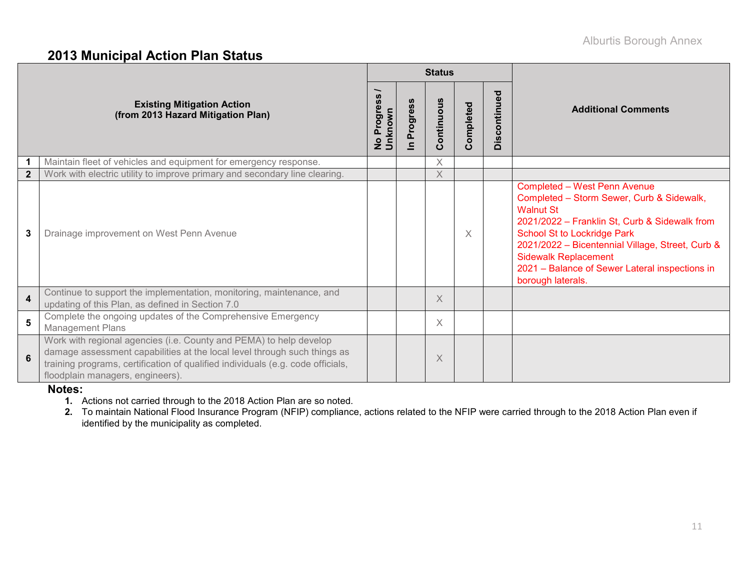## 2013 Municipal Action Plan Status

| | Existing Mitigation Action (from 2013 Hazard Mitigation Plan) | Status | | | | | Additional Comments |
|---|---|---|---|---|---|---|---|
| | | No Progress / Unknown | In Progress | Continuous | Completed | Discontinued | |
| 1 | Maintain fleet of vehicles and equipment for emergency response. | | | X | | | |
| 2 | Work with electric utility to improve primary and secondary line clearing. | | | X | | | |
| 3 | Drainage improvement on West Penn Avenue | | | | X | | Completed – West Penn Avenue<br>Completed – Storm Sewer, Curb & Sidewalk, Walnut St<br>2021/2022 – Franklin St, Curb & Sidewalk from School St to Lockridge Park<br>2021/2022 – Bicentennial Village, Street, Curb & Sidewalk Replacement<br>2021 – Balance of Sewer Lateral inspections in borough laterals. |
| 4 | Continue to support the implementation, monitoring, maintenance, and updating of this Plan, as defined in Section 7.0 | | | X | | | |
| 5 | Complete the ongoing updates of the Comprehensive Emergency Management Plans | | | X | | | |
| 6 | Work with regional agencies (i.e. County and PEMA) to help develop damage assessment capabilities at the local level through such things as training programs, certification of qualified individuals (e.g. code officials, floodplain managers, engineers). | | | X | | | |

**Notes:**

1. Actions not carried through to the 2018 Action Plan are so noted.
2. To maintain National Flood Insurance Program (NFIP) compliance, actions related to the NFIP were carried through to the 2018 Action Plan even if identified by the municipality as completed.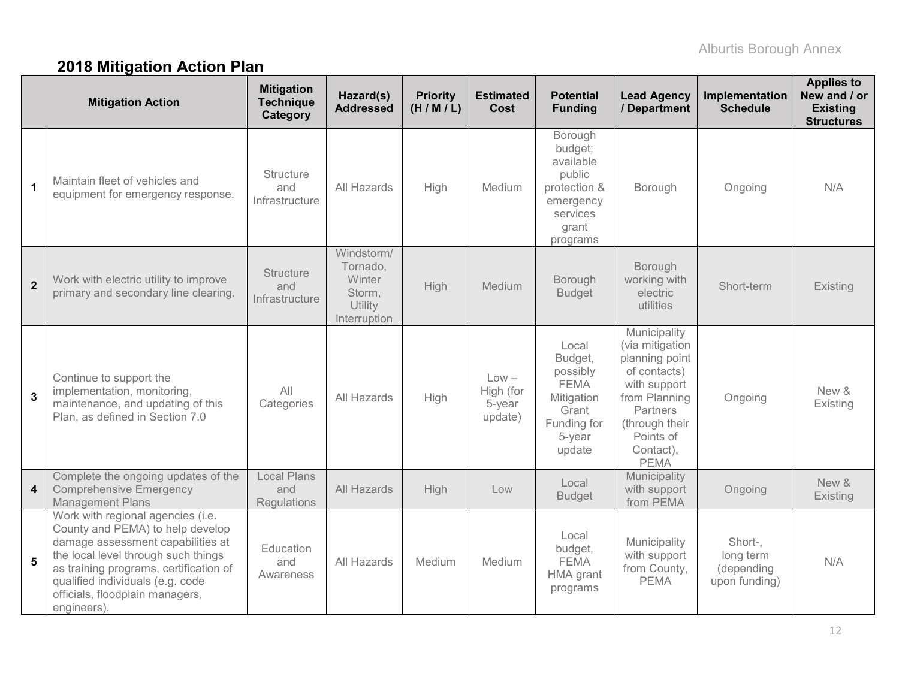## 2018 Mitigation Action Plan

| | Mitigation Action | Mitigation Technique Category | Hazard(s) Addressed | Priority (H / M / L) | Estimated Cost | Potential Funding | Lead Agency / Department | Implementation Schedule | Applies to New and / or Existing Structures |
|---|---|---|---|---|---|---|---|---|---|
| 1 | Maintain fleet of vehicles and equipment for emergency response. | Structure and Infrastructure | All Hazards | High | Medium | Borough budget; available public protection & emergency services grant programs | Borough | Ongoing | N/A |
| 2 | Work with electric utility to improve primary and secondary line clearing. | Structure and Infrastructure | Windstorm/ Tornado, Winter Storm, Utility Interruption | High | Medium | Borough Budget | Borough working with electric utilities | Short-term | Existing |
| 3 | Continue to support the implementation, monitoring, maintenance, and updating of this Plan, as defined in Section 7.0 | All Categories | All Hazards | High | Low – High (for 5-year update) | Local Budget, possibly FEMA Mitigation Grant Funding for 5-year update | Municipality (via mitigation planning point of contacts) with support from Planning Partners (through their Points of Contact), PEMA | Ongoing | New & Existing |
| 4 | Complete the ongoing updates of the Comprehensive Emergency Management Plans | Local Plans and Regulations | All Hazards | High | Low | Local Budget | Municipality with support from PEMA | Ongoing | New & Existing |
| 5 | Work with regional agencies (i.e. County and PEMA) to help develop damage assessment capabilities at the local level through such things as training programs, certification of qualified individuals (e.g. code officials, floodplain managers, engineers). | Education and Awareness | All Hazards | Medium | Medium | Local budget, FEMA HMA grant programs | Municipality with support from County, PEMA | Short-, long term (depending upon funding) | N/A |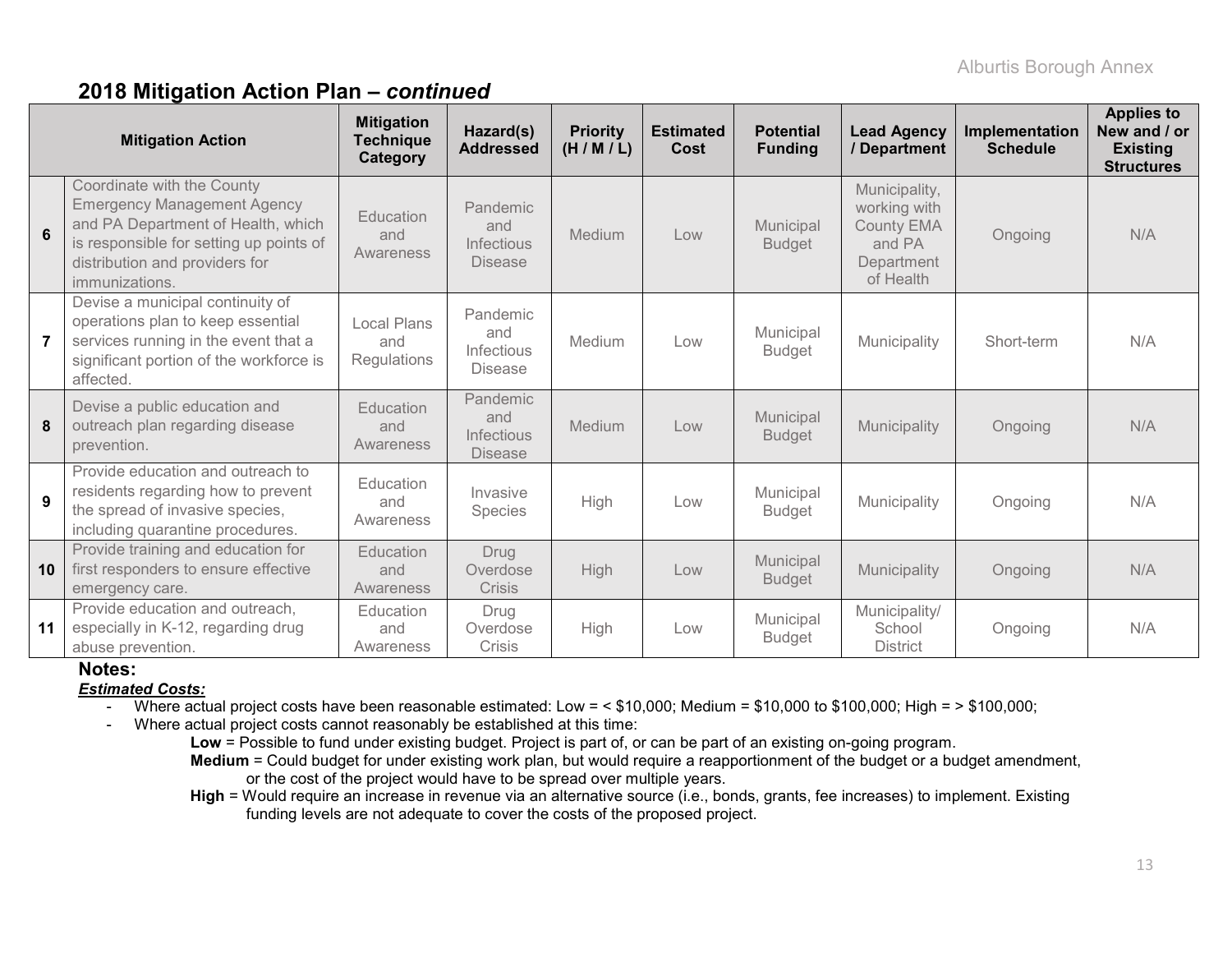## 2018 Mitigation Action Plan – *continued*

| | Mitigation Action | Mitigation Technique Category | Hazard(s) Addressed | Priority (H / M / L) | Estimated Cost | Potential Funding | Lead Agency / Department | Implementation Schedule | Applies to New and / or Existing Structures |
|---|---|---|---|---|---|---|---|---|---|
| 6 | Coordinate with the County Emergency Management Agency and PA Department of Health, which is responsible for setting up points of distribution and providers for immunizations. | Education and Awareness | Pandemic and Infectious Disease | Medium | Low | Municipal Budget | Municipality, working with County EMA and PA Department of Health | Ongoing | N/A |
| 7 | Devise a municipal continuity of operations plan to keep essential services running in the event that a significant portion of the workforce is affected. | Local Plans and Regulations | Pandemic and Infectious Disease | Medium | Low | Municipal Budget | Municipality | Short-term | N/A |
| 8 | Devise a public education and outreach plan regarding disease prevention. | Education and Awareness | Pandemic and Infectious Disease | Medium | Low | Municipal Budget | Municipality | Ongoing | N/A |
| 9 | Provide education and outreach to residents regarding how to prevent the spread of invasive species, including quarantine procedures. | Education and Awareness | Invasive Species | High | Low | Municipal Budget | Municipality | Ongoing | N/A |
| 10 | Provide training and education for first responders to ensure effective emergency care. | Education and Awareness | Drug Overdose Crisis | High | Low | Municipal Budget | Municipality | Ongoing | N/A |
| 11 | Provide education and outreach, especially in K-12, regarding drug abuse prevention. | Education and Awareness | Drug Overdose Crisis | High | Low | Municipal Budget | Municipality/ School District | Ongoing | N/A |

**Notes:**

***Estimated Costs:***

- Where actual project costs have been reasonable estimated: Low = < $10,000; Medium = $10,000 to $100,000; High = > $100,000;
- Where actual project costs cannot reasonably be established at this time:
  - **Low** = Possible to fund under existing budget. Project is part of, or can be part of an existing on-going program.
  - **Medium** = Could budget for under existing work plan, but would require a reapportionment of the budget or a budget amendment, or the cost of the project would have to be spread over multiple years.
  - **High** = Would require an increase in revenue via an alternative source (i.e., bonds, grants, fee increases) to implement. Existing funding levels are not adequate to cover the costs of the proposed project.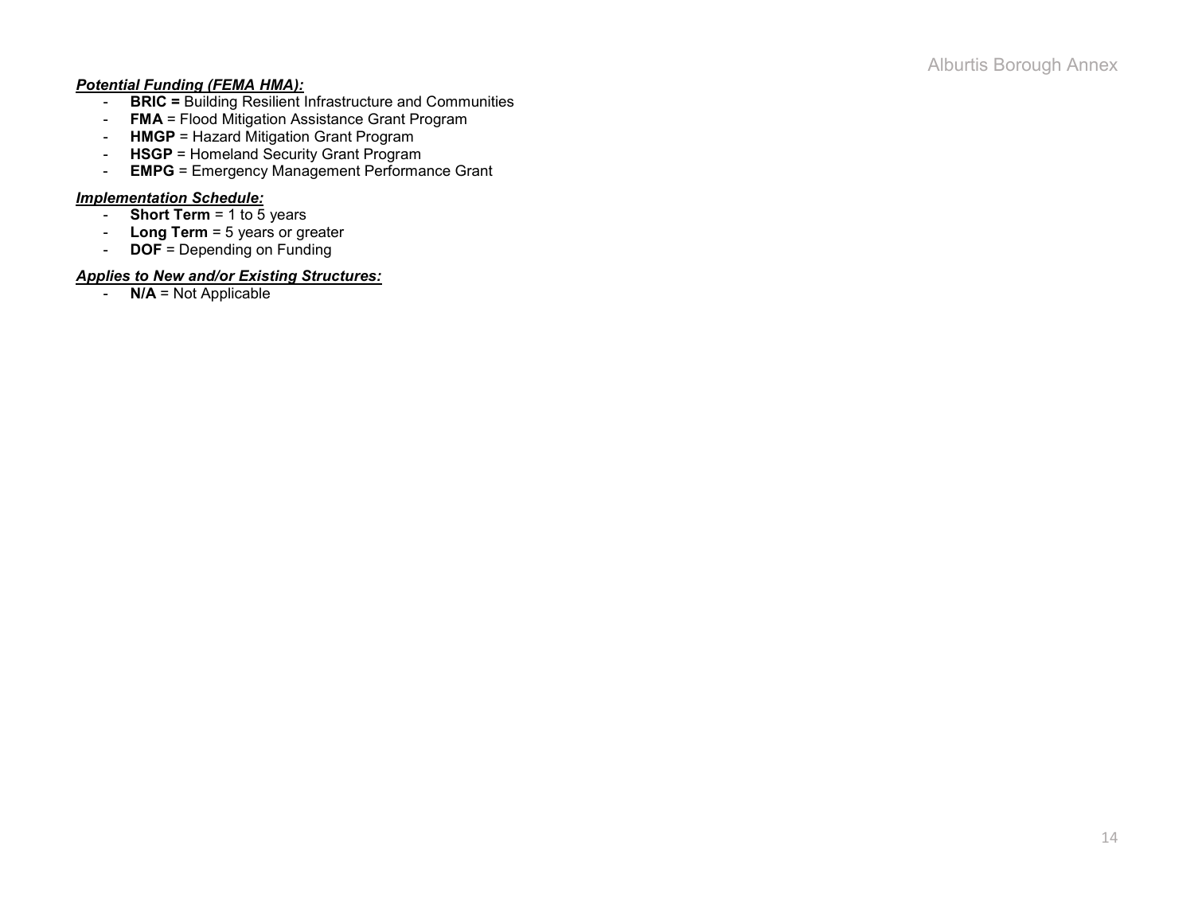***Potential Funding (FEMA HMA):***

- **BRIC =** Building Resilient Infrastructure and Communities
- **FMA** = Flood Mitigation Assistance Grant Program
- **HMGP** = Hazard Mitigation Grant Program
- **HSGP** = Homeland Security Grant Program
- **EMPG** = Emergency Management Performance Grant

***Implementation Schedule:***

- **Short Term** = 1 to 5 years
- **Long Term** = 5 years or greater
- **DOF** = Depending on Funding

***Applies to New and/or Existing Structures:***

- **N/A** = Not Applicable